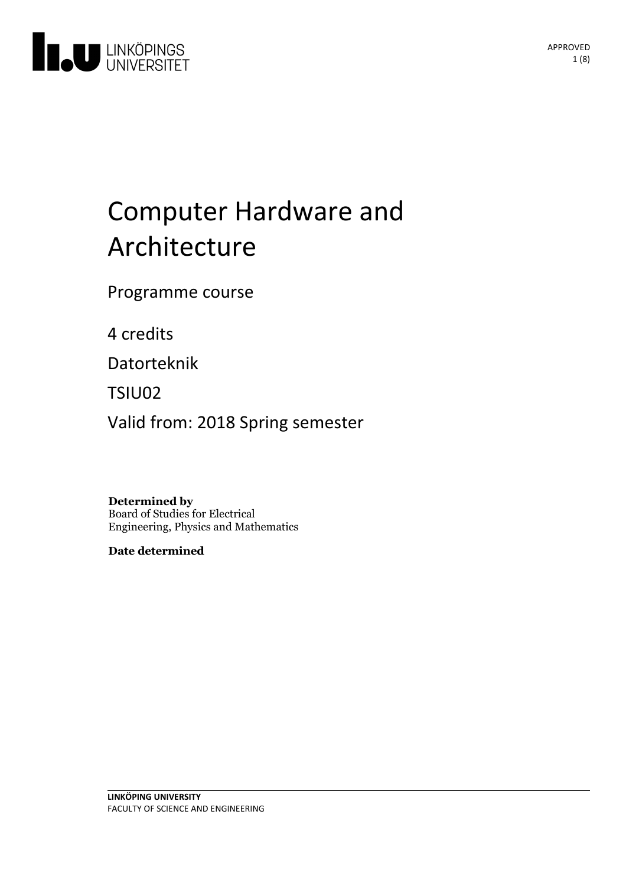# Computer Hardware and Architecture

Programme course

4 credits

Datorteknik

TSIU02

Valid from: 2018 Spring semester

**Determined by**
Board of Studies for Electrical Engineering, Physics and Mathematics

**Date determined**

LINKÖPING UNIVERSITY
FACULTY OF SCIENCE AND ENGINEERING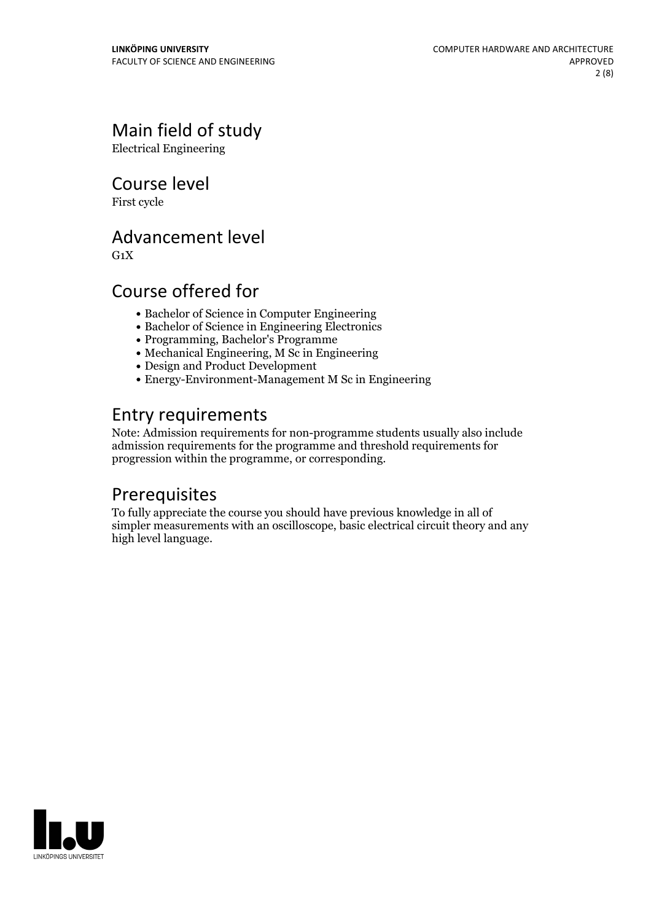## Main field of study

Electrical Engineering

## Course level

First cycle

## Advancement level

G1X

## Course offered for

- Bachelor of Science in Computer Engineering
- Bachelor of Science in Engineering Electronics
- Programming, Bachelor's Programme
- Mechanical Engineering, M Sc in Engineering
- Design and Product Development
- Energy-Environment-Management M Sc in Engineering

## Entry requirements

Note: Admission requirements for non-programme students usually also include admission requirements for the programme and threshold requirements for progression within the programme, or corresponding.

## Prerequisites

To fully appreciate the course you should have previous knowledge in all of simpler measurements with an oscilloscope, basic electrical circuit theory and any high level language.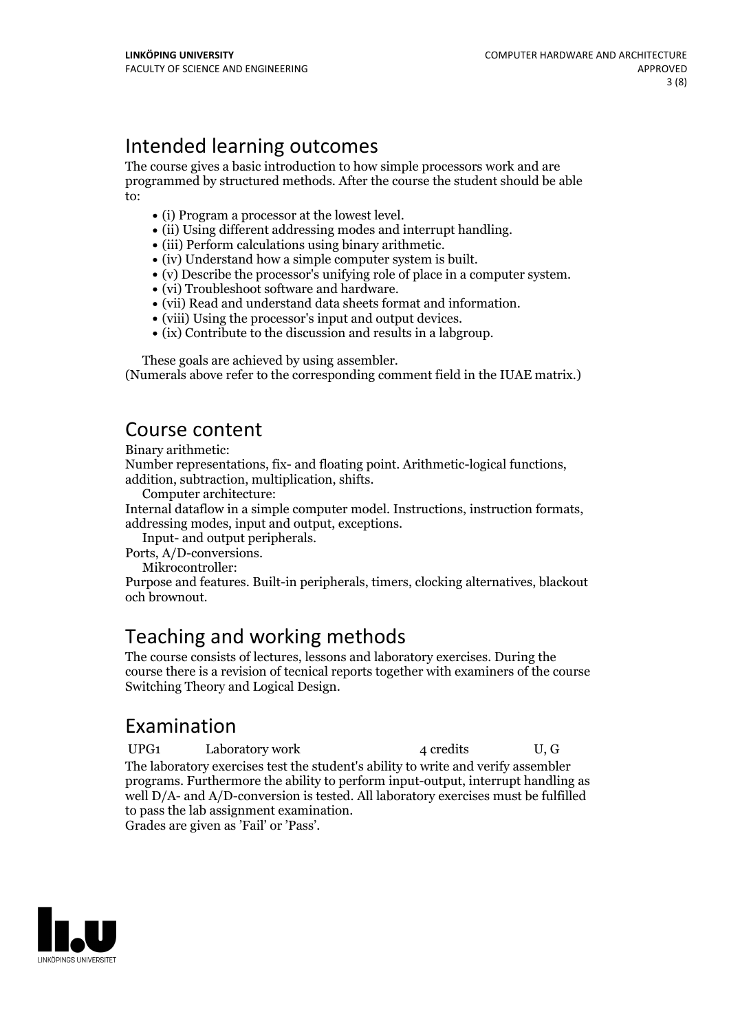## Intended learning outcomes

The course gives a basic introduction to how simple processors work and are programmed by structured methods. After the course the student should be able to:

- (i) Program a processor at the lowest level.
- (ii) Using different addressing modes and interrupt handling.
- (iii) Perform calculations using binary arithmetic.
- (iv) Understand how a simple computer system is built.
- (v) Describe the processor's unifying role of place in a computer system.
- (vi) Troubleshoot software and hardware.
- (vii) Read and understand data sheets format and information.
- (viii) Using the processor's input and output devices.
- (ix) Contribute to the discussion and results in a labgroup.

These goals are achieved by using assembler.
(Numerals above refer to the corresponding comment field in the IUAE matrix.)

## Course content

Binary arithmetic:
Number representations, fix- and floating point. Arithmetic-logical functions, addition, subtraction, multiplication, shifts.
Computer architecture:
Internal dataflow in a simple computer model. Instructions, instruction formats, addressing modes, input and output, exceptions.
Input- and output peripherals.
Ports, A/D-conversions.
Mikrocontroller:
Purpose and features. Built-in peripherals, timers, clocking alternatives, blackout och brownout.

## Teaching and working methods

The course consists of lectures, lessons and laboratory exercises. During the course there is a revision of tecnical reports together with examiners of the course Switching Theory and Logical Design.

## Examination

| UPG1 | Laboratory work | 4 credits | U, G |
|---|---|---|---|

The laboratory exercises test the student's ability to write and verify assembler programs. Furthermore the ability to perform input-output, interrupt handling as well D/A- and A/D-conversion is tested. All laboratory exercises must be fulfilled to pass the lab assignment examination.
Grades are given as 'Fail' or 'Pass'.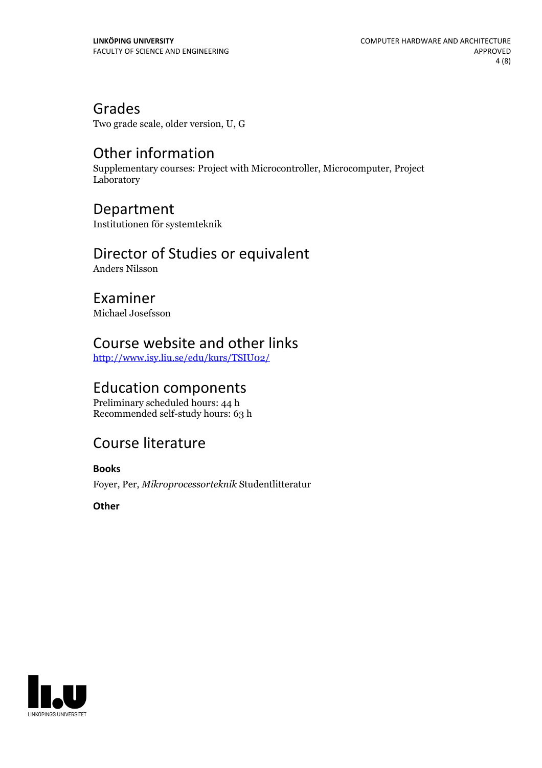## Grades

Two grade scale, older version, U, G

## Other information

Supplementary courses: Project with Microcontroller, Microcomputer, Project Laboratory

## Department

Institutionen för systemteknik

## Director of Studies or equivalent

Anders Nilsson

## Examiner

Michael Josefsson

## Course website and other links

[http://www.isy.liu.se/edu/kurs/TSIU02/](http://www.isy.liu.se/edu/kurs/TSIU02/)

## Education components

Preliminary scheduled hours: 44 h
Recommended self-study hours: 63 h

## Course literature

**Books**

Foyer, Per, *Mikroprocessorteknik* Studentlitteratur

**Other**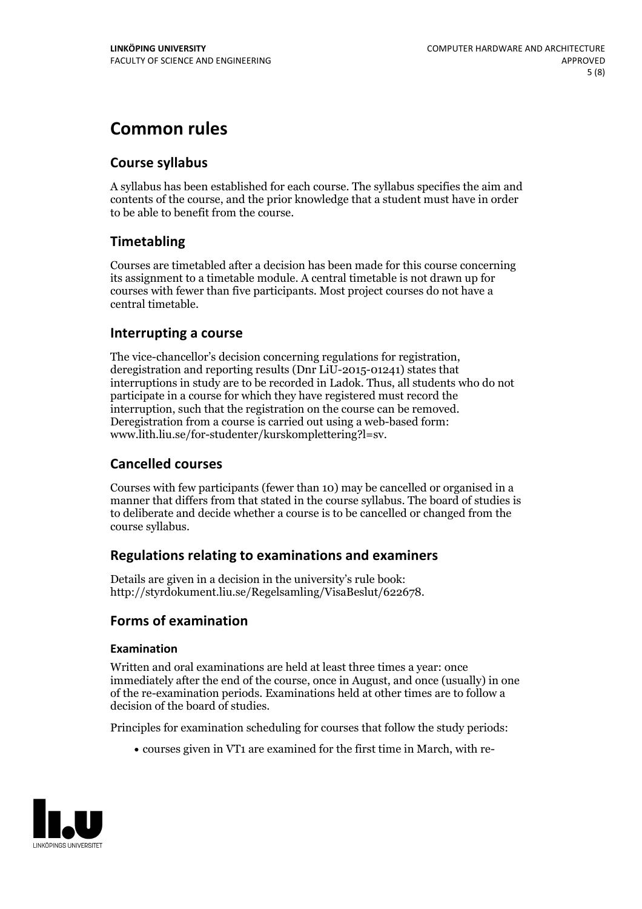# Common rules

## Course syllabus

A syllabus has been established for each course. The syllabus specifies the aim and contents of the course, and the prior knowledge that a student must have in order to be able to benefit from the course.

## Timetabling

Courses are timetabled after a decision has been made for this course concerning its assignment to a timetable module. A central timetable is not drawn up for courses with fewer than five participants. Most project courses do not have a central timetable.

## Interrupting a course

The vice-chancellor's decision concerning regulations for registration, deregistration and reporting results (Dnr LiU-2015-01241) states that interruptions in study are to be recorded in Ladok. Thus, all students who do not participate in a course for which they have registered must record the interruption, such that the registration on the course can be removed. Deregistration from a course is carried out using a web-based form: www.lith.liu.se/for-studenter/kurskomplettering?l=sv.

## Cancelled courses

Courses with few participants (fewer than 10) may be cancelled or organised in a manner that differs from that stated in the course syllabus. The board of studies is to deliberate and decide whether a course is to be cancelled or changed from the course syllabus.

## Regulations relating to examinations and examiners

Details are given in a decision in the university's rule book: http://styrdokument.liu.se/Regelsamling/VisaBeslut/622678.

## Forms of examination

### Examination

Written and oral examinations are held at least three times a year: once immediately after the end of the course, once in August, and once (usually) in one of the re-examination periods. Examinations held at other times are to follow a decision of the board of studies.

Principles for examination scheduling for courses that follow the study periods:

- courses given in VT1 are examined for the first time in March, with re-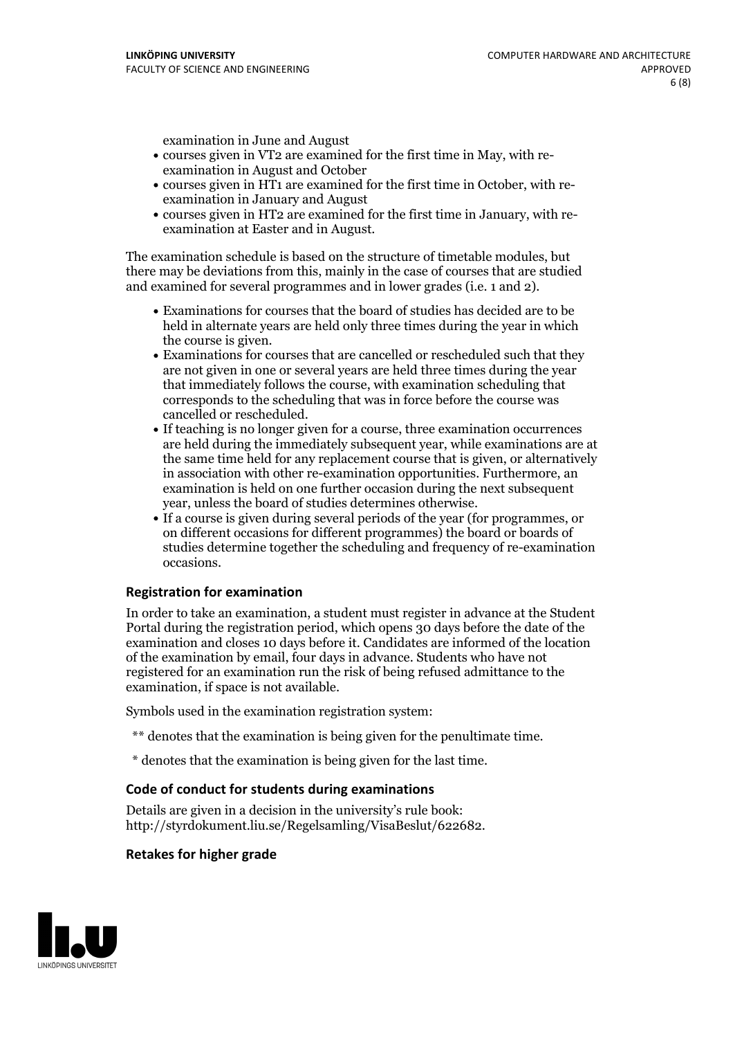examination in June and August

- courses given in VT2 are examined for the first time in May, with re-examination in August and October
- courses given in HT1 are examined for the first time in October, with re-examination in January and August
- courses given in HT2 are examined for the first time in January, with re-examination at Easter and in August.

The examination schedule is based on the structure of timetable modules, but there may be deviations from this, mainly in the case of courses that are studied and examined for several programmes and in lower grades (i.e. 1 and 2).

- Examinations for courses that the board of studies has decided are to be held in alternate years are held only three times during the year in which the course is given.
- Examinations for courses that are cancelled or rescheduled such that they are not given in one or several years are held three times during the year that immediately follows the course, with examination scheduling that corresponds to the scheduling that was in force before the course was cancelled or rescheduled.
- If teaching is no longer given for a course, three examination occurrences are held during the immediately subsequent year, while examinations are at the same time held for any replacement course that is given, or alternatively in association with other re-examination opportunities. Furthermore, an examination is held on one further occasion during the next subsequent year, unless the board of studies determines otherwise.
- If a course is given during several periods of the year (for programmes, or on different occasions for different programmes) the board or boards of studies determine together the scheduling and frequency of re-examination occasions.

### Registration for examination

In order to take an examination, a student must register in advance at the Student Portal during the registration period, which opens 30 days before the date of the examination and closes 10 days before it. Candidates are informed of the location of the examination by email, four days in advance. Students who have not registered for an examination run the risk of being refused admittance to the examination, if space is not available.

Symbols used in the examination registration system:

** denotes that the examination is being given for the penultimate time.

* denotes that the examination is being given for the last time.

### Code of conduct for students during examinations

Details are given in a decision in the university's rule book: http://styrdokument.liu.se/Regelsamling/VisaBeslut/622682.

### Retakes for higher grade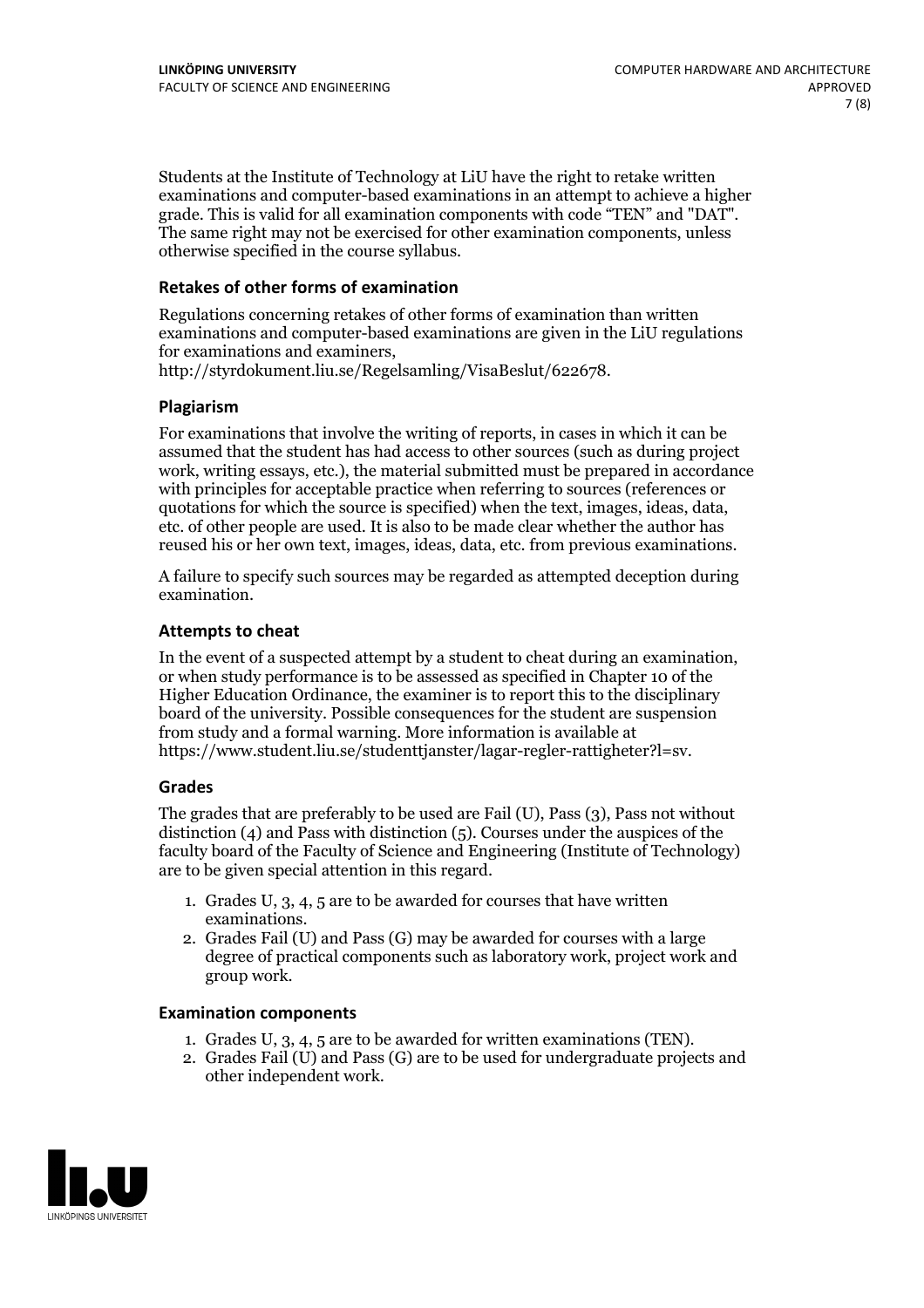Students at the Institute of Technology at LiU have the right to retake written examinations and computer-based examinations in an attempt to achieve a higher grade. This is valid for all examination components with code "TEN" and "DAT". The same right may not be exercised for other examination components, unless otherwise specified in the course syllabus.

### Retakes of other forms of examination

Regulations concerning retakes of other forms of examination than written examinations and computer-based examinations are given in the LiU regulations for examinations and examiners, http://styrdokument.liu.se/Regelsamling/VisaBeslut/622678.

### Plagiarism

For examinations that involve the writing of reports, in cases in which it can be assumed that the student has had access to other sources (such as during project work, writing essays, etc.), the material submitted must be prepared in accordance with principles for acceptable practice when referring to sources (references or quotations for which the source is specified) when the text, images, ideas, data, etc. of other people are used. It is also to be made clear whether the author has reused his or her own text, images, ideas, data, etc. from previous examinations.

A failure to specify such sources may be regarded as attempted deception during examination.

### Attempts to cheat

In the event of a suspected attempt by a student to cheat during an examination, or when study performance is to be assessed as specified in Chapter 10 of the Higher Education Ordinance, the examiner is to report this to the disciplinary board of the university. Possible consequences for the student are suspension from study and a formal warning. More information is available at https://www.student.liu.se/studenttjanster/lagar-regler-rattigheter?l=sv.

### Grades

The grades that are preferably to be used are Fail (U), Pass (3), Pass not without distinction (4) and Pass with distinction (5). Courses under the auspices of the faculty board of the Faculty of Science and Engineering (Institute of Technology) are to be given special attention in this regard.

1. Grades U, 3, 4, 5 are to be awarded for courses that have written examinations.
2. Grades Fail (U) and Pass (G) may be awarded for courses with a large degree of practical components such as laboratory work, project work and group work.

### Examination components

1. Grades U, 3, 4, 5 are to be awarded for written examinations (TEN).
2. Grades Fail (U) and Pass (G) are to be used for undergraduate projects and other independent work.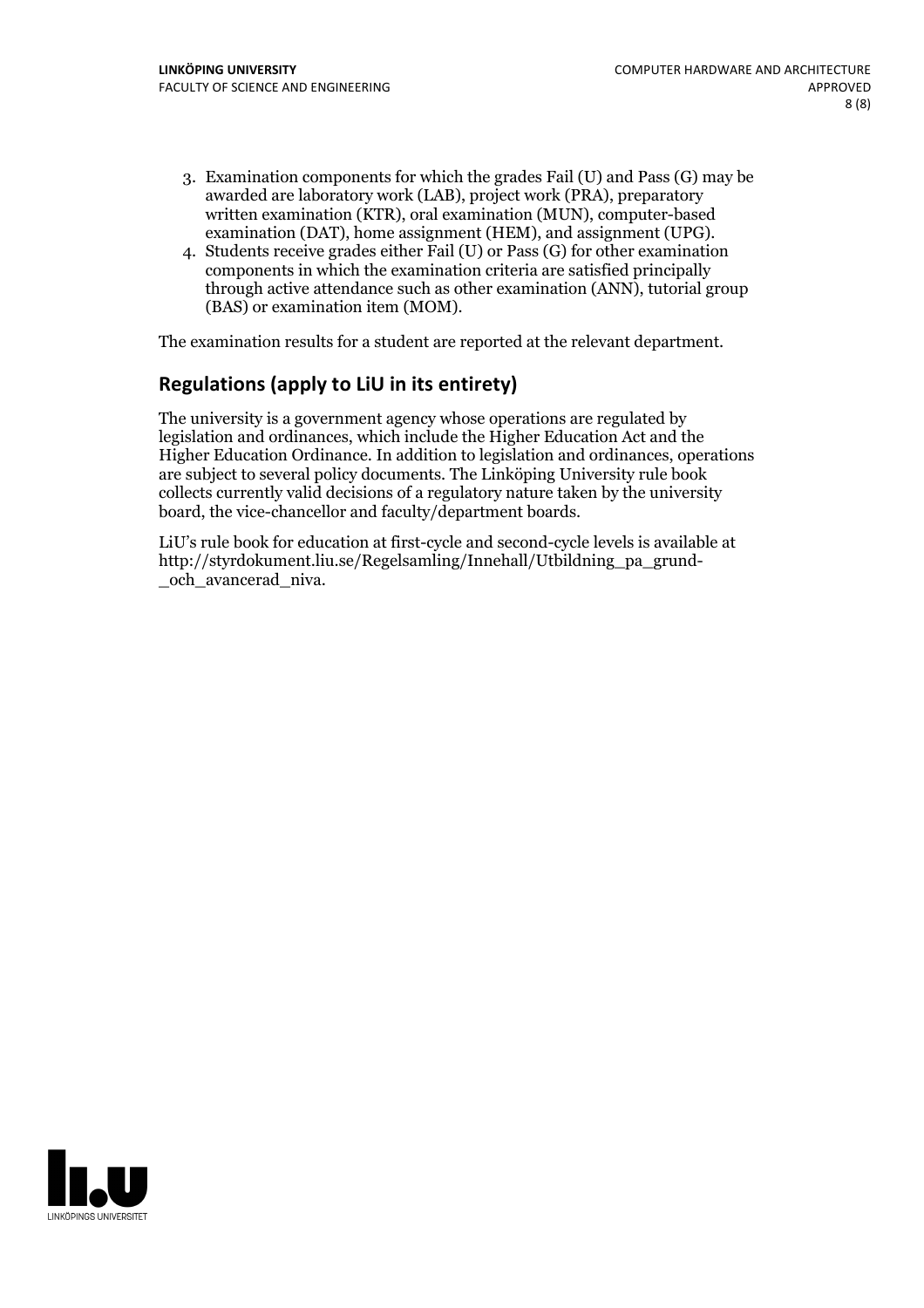3. Examination components for which the grades Fail (U) and Pass (G) may be awarded are laboratory work (LAB), project work (PRA), preparatory written examination (KTR), oral examination (MUN), computer-based examination (DAT), home assignment (HEM), and assignment (UPG).
4. Students receive grades either Fail (U) or Pass (G) for other examination components in which the examination criteria are satisfied principally through active attendance such as other examination (ANN), tutorial group (BAS) or examination item (MOM).

The examination results for a student are reported at the relevant department.

## Regulations (apply to LiU in its entirety)

The university is a government agency whose operations are regulated by legislation and ordinances, which include the Higher Education Act and the Higher Education Ordinance. In addition to legislation and ordinances, operations are subject to several policy documents. The Linköping University rule book collects currently valid decisions of a regulatory nature taken by the university board, the vice-chancellor and faculty/department boards.

LiU's rule book for education at first-cycle and second-cycle levels is available at http://styrdokument.liu.se/Regelsamling/Innehall/Utbildning_pa_grund-_och_avancerad_niva.